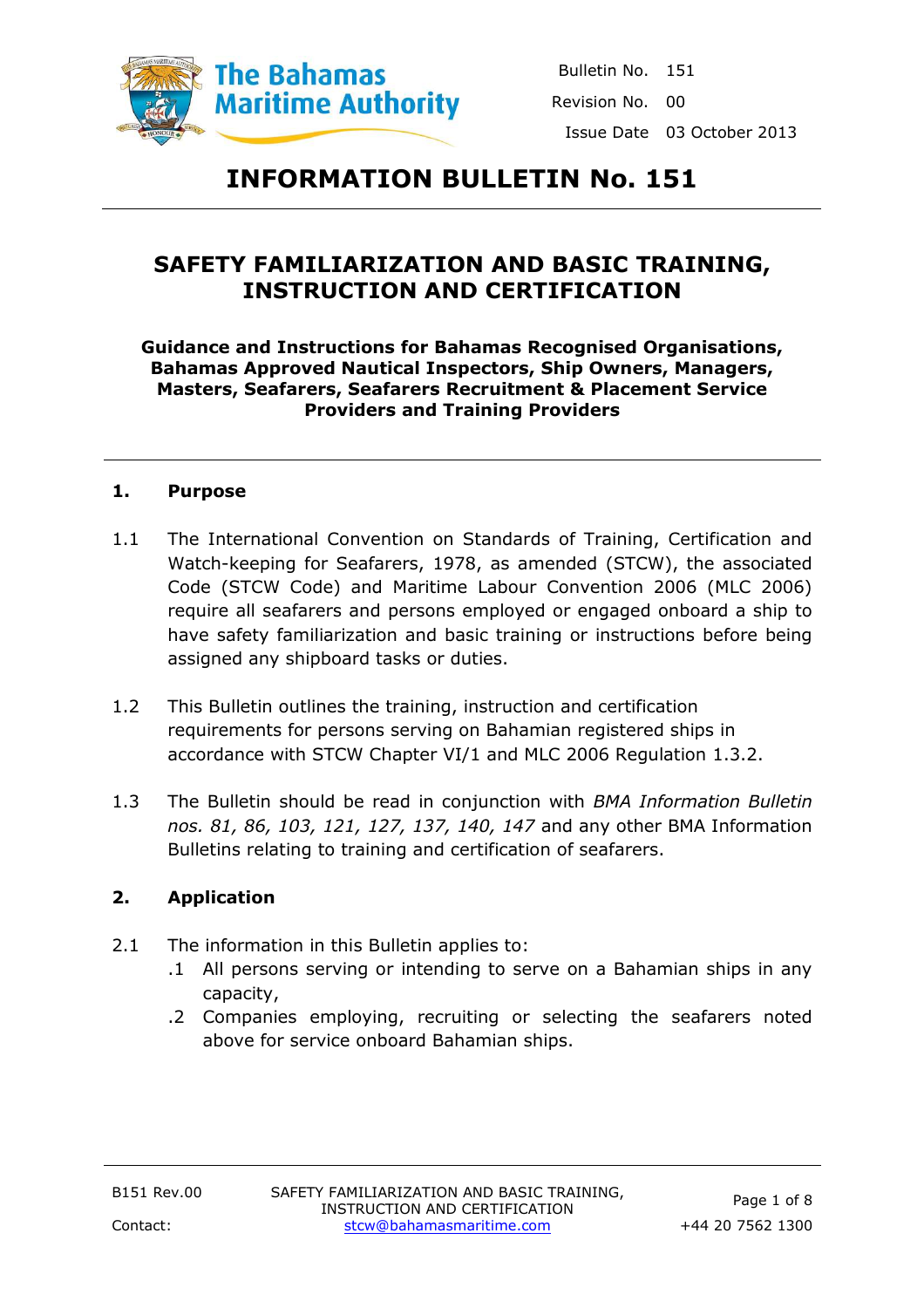The Bahamas Maritime Authority

| | |
|---|---|
| Bulletin No. | 151 |
| Revision No. | 00 |
| Issue Date | 03 October 2013 |

# INFORMATION BULLETIN No. 151

## SAFETY FAMILIARIZATION AND BASIC TRAINING, INSTRUCTION AND CERTIFICATION

**Guidance and Instructions for Bahamas Recognised Organisations, Bahamas Approved Nautical Inspectors, Ship Owners, Managers, Masters, Seafarers, Seafarers Recruitment & Placement Service Providers and Training Providers**

### 1. Purpose

1.1 The International Convention on Standards of Training, Certification and Watch-keeping for Seafarers, 1978, as amended (STCW), the associated Code (STCW Code) and Maritime Labour Convention 2006 (MLC 2006) require all seafarers and persons employed or engaged onboard a ship to have safety familiarization and basic training or instructions before being assigned any shipboard tasks or duties.

1.2 This Bulletin outlines the training, instruction and certification requirements for persons serving on Bahamian registered ships in accordance with STCW Chapter VI/1 and MLC 2006 Regulation 1.3.2.

1.3 The Bulletin should be read in conjunction with *BMA Information Bulletin nos. 81, 86, 103, 121, 127, 137, 140, 147* and any other BMA Information Bulletins relating to training and certification of seafarers.

### 2. Application

2.1 The information in this Bulletin applies to:

.1 All persons serving or intending to serve on a Bahamian ships in any capacity,

.2 Companies employing, recruiting or selecting the seafarers noted above for service onboard Bahamian ships.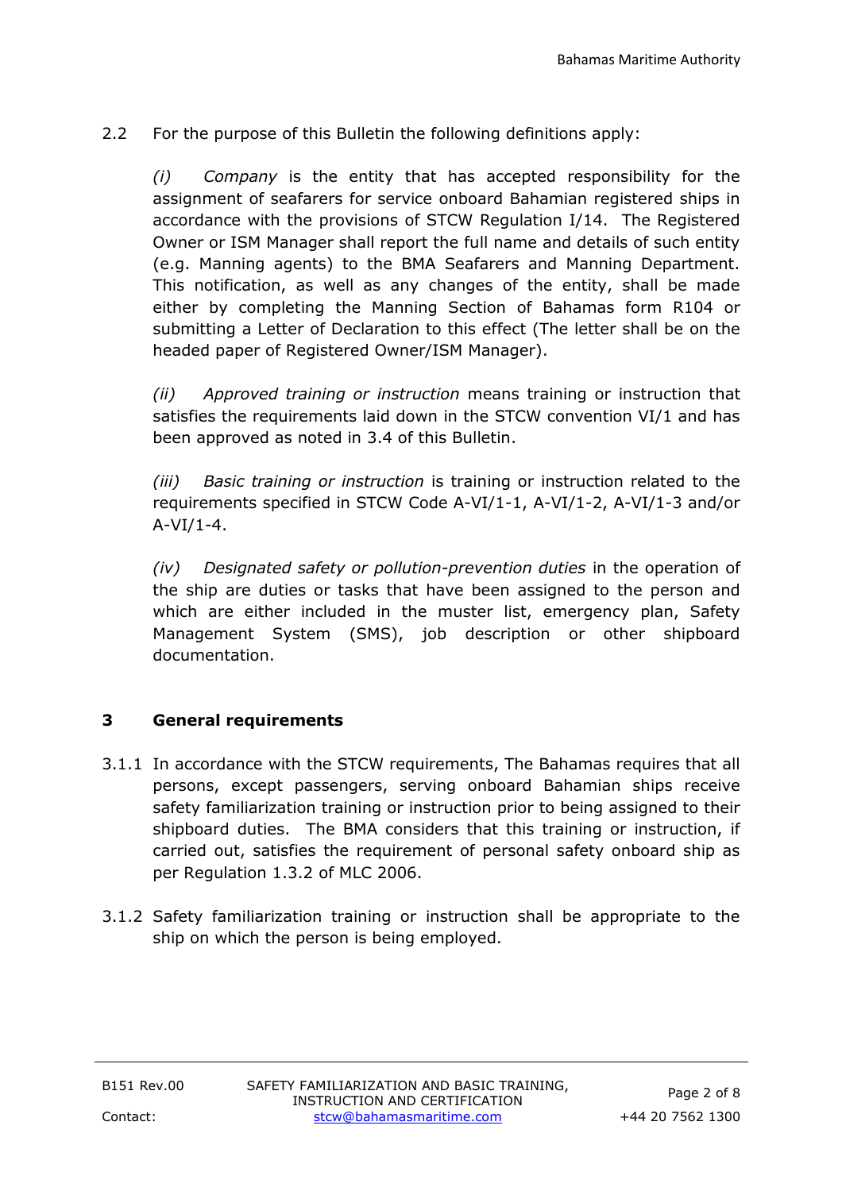2.2 For the purpose of this Bulletin the following definitions apply:

*(i) Company* is the entity that has accepted responsibility for the assignment of seafarers for service onboard Bahamian registered ships in accordance with the provisions of STCW Regulation I/14. The Registered Owner or ISM Manager shall report the full name and details of such entity (e.g. Manning agents) to the BMA Seafarers and Manning Department. This notification, as well as any changes of the entity, shall be made either by completing the Manning Section of Bahamas form R104 or submitting a Letter of Declaration to this effect (The letter shall be on the headed paper of Registered Owner/ISM Manager).

*(ii) Approved training or instruction* means training or instruction that satisfies the requirements laid down in the STCW convention VI/1 and has been approved as noted in 3.4 of this Bulletin.

*(iii) Basic training or instruction* is training or instruction related to the requirements specified in STCW Code A-VI/1-1, A-VI/1-2, A-VI/1-3 and/or A-VI/1-4.

*(iv) Designated safety or pollution-prevention duties* in the operation of the ship are duties or tasks that have been assigned to the person and which are either included in the muster list, emergency plan, Safety Management System (SMS), job description or other shipboard documentation.

## 3 General requirements

3.1.1 In accordance with the STCW requirements, The Bahamas requires that all persons, except passengers, serving onboard Bahamian ships receive safety familiarization training or instruction prior to being assigned to their shipboard duties. The BMA considers that this training or instruction, if carried out, satisfies the requirement of personal safety onboard ship as per Regulation 1.3.2 of MLC 2006.

3.1.2 Safety familiarization training or instruction shall be appropriate to the ship on which the person is being employed.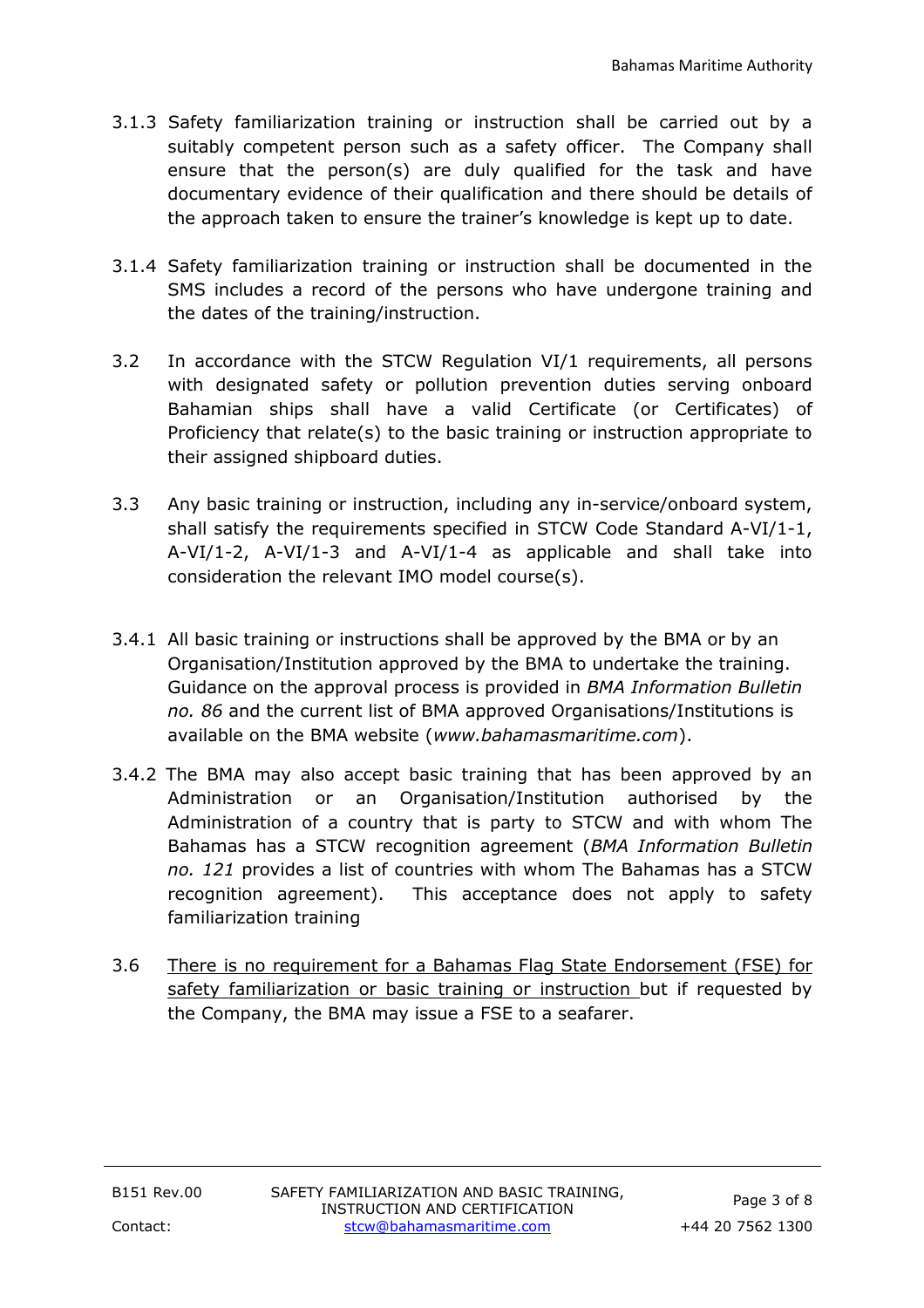3.1.3 Safety familiarization training or instruction shall be carried out by a suitably competent person such as a safety officer. The Company shall ensure that the person(s) are duly qualified for the task and have documentary evidence of their qualification and there should be details of the approach taken to ensure the trainer's knowledge is kept up to date.

3.1.4 Safety familiarization training or instruction shall be documented in the SMS includes a record of the persons who have undergone training and the dates of the training/instruction.

3.2 In accordance with the STCW Regulation VI/1 requirements, all persons with designated safety or pollution prevention duties serving onboard Bahamian ships shall have a valid Certificate (or Certificates) of Proficiency that relate(s) to the basic training or instruction appropriate to their assigned shipboard duties.

3.3 Any basic training or instruction, including any in-service/onboard system, shall satisfy the requirements specified in STCW Code Standard A-VI/1-1, A-VI/1-2, A-VI/1-3 and A-VI/1-4 as applicable and shall take into consideration the relevant IMO model course(s).

3.4.1 All basic training or instructions shall be approved by the BMA or by an Organisation/Institution approved by the BMA to undertake the training. Guidance on the approval process is provided in *BMA Information Bulletin no. 86* and the current list of BMA approved Organisations/Institutions is available on the BMA website (*www.bahamasmaritime.com*).

3.4.2 The BMA may also accept basic training that has been approved by an Administration or an Organisation/Institution authorised by the Administration of a country that is party to STCW and with whom The Bahamas has a STCW recognition agreement (*BMA Information Bulletin no. 121* provides a list of countries with whom The Bahamas has a STCW recognition agreement). This acceptance does not apply to safety familiarization training

3.6 <u>There is no requirement for a Bahamas Flag State Endorsement (FSE) for safety familiarization or basic training or instruction</u> but if requested by the Company, the BMA may issue a FSE to a seafarer.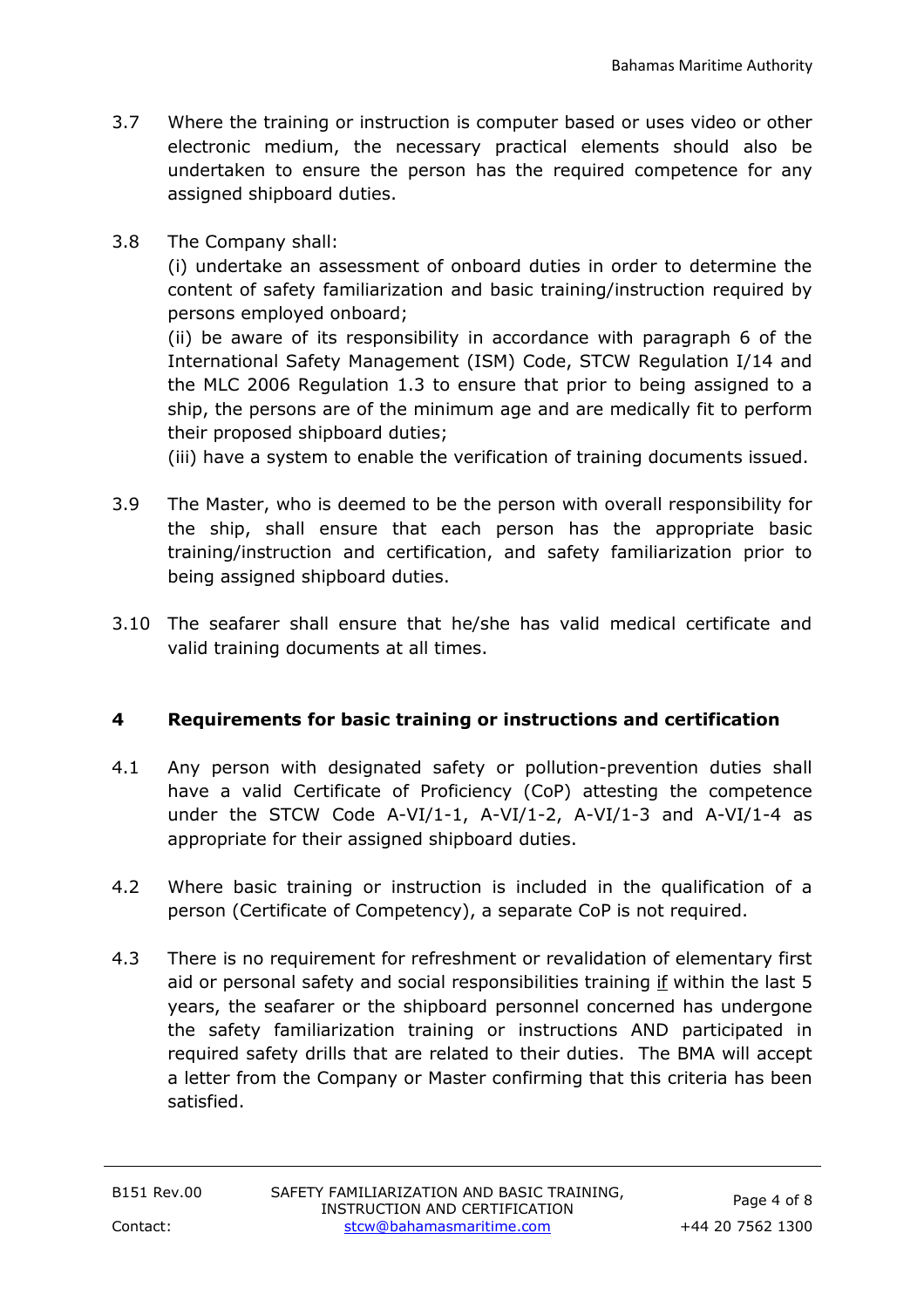3.7 Where the training or instruction is computer based or uses video or other electronic medium, the necessary practical elements should also be undertaken to ensure the person has the required competence for any assigned shipboard duties.

3.8 The Company shall:
(i) undertake an assessment of onboard duties in order to determine the content of safety familiarization and basic training/instruction required by persons employed onboard;
(ii) be aware of its responsibility in accordance with paragraph 6 of the International Safety Management (ISM) Code, STCW Regulation I/14 and the MLC 2006 Regulation 1.3 to ensure that prior to being assigned to a ship, the persons are of the minimum age and are medically fit to perform their proposed shipboard duties;
(iii) have a system to enable the verification of training documents issued.

3.9 The Master, who is deemed to be the person with overall responsibility for the ship, shall ensure that each person has the appropriate basic training/instruction and certification, and safety familiarization prior to being assigned shipboard duties.

3.10 The seafarer shall ensure that he/she has valid medical certificate and valid training documents at all times.

## 4 Requirements for basic training or instructions and certification

4.1 Any person with designated safety or pollution-prevention duties shall have a valid Certificate of Proficiency (CoP) attesting the competence under the STCW Code A-VI/1-1, A-VI/1-2, A-VI/1-3 and A-VI/1-4 as appropriate for their assigned shipboard duties.

4.2 Where basic training or instruction is included in the qualification of a person (Certificate of Competency), a separate CoP is not required.

4.3 There is no requirement for refreshment or revalidation of elementary first aid or personal safety and social responsibilities training <u>if</u> within the last 5 years, the seafarer or the shipboard personnel concerned has undergone the safety familiarization training or instructions AND participated in required safety drills that are related to their duties. The BMA will accept a letter from the Company or Master confirming that this criteria has been satisfied.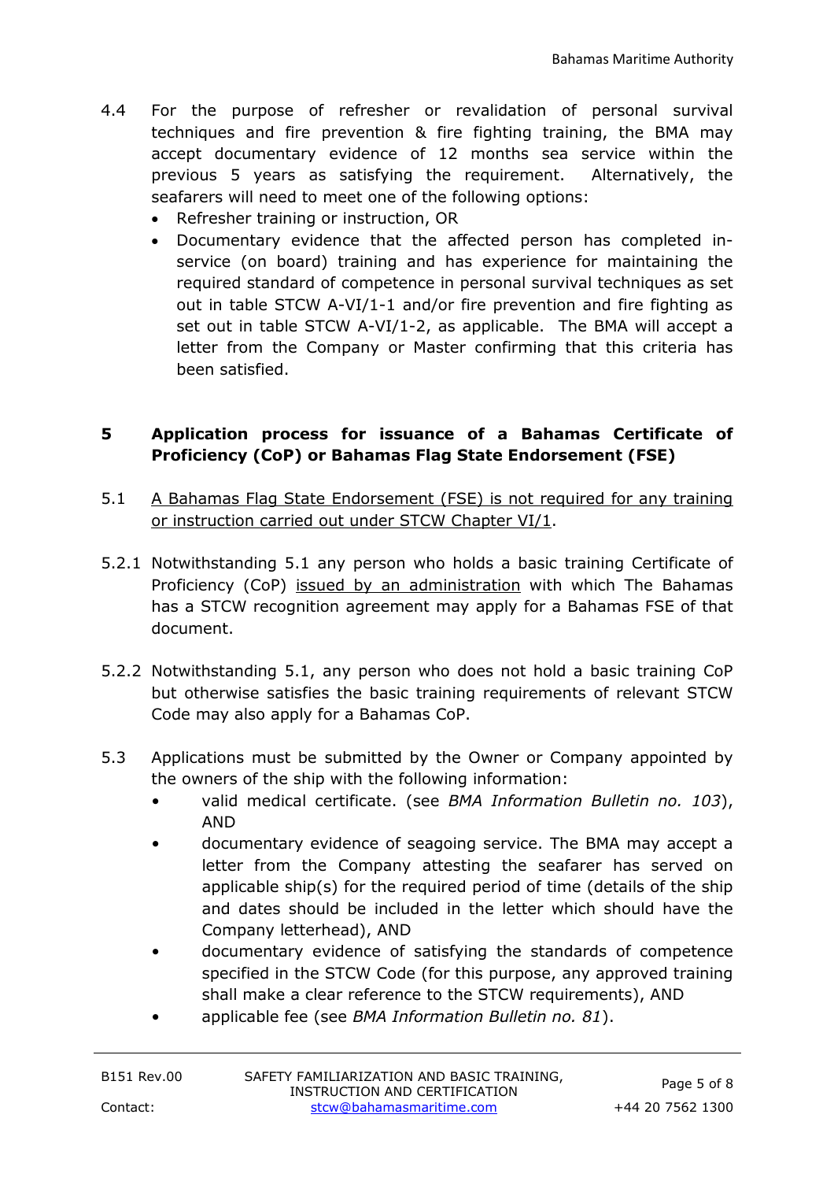4.4 For the purpose of refresher or revalidation of personal survival techniques and fire prevention & fire fighting training, the BMA may accept documentary evidence of 12 months sea service within the previous 5 years as satisfying the requirement. Alternatively, the seafarers will need to meet one of the following options:

- Refresher training or instruction, OR
- Documentary evidence that the affected person has completed in-service (on board) training and has experience for maintaining the required standard of competence in personal survival techniques as set out in table STCW A-VI/1-1 and/or fire prevention and fire fighting as set out in table STCW A-VI/1-2, as applicable. The BMA will accept a letter from the Company or Master confirming that this criteria has been satisfied.

## 5 Application process for issuance of a Bahamas Certificate of Proficiency (CoP) or Bahamas Flag State Endorsement (FSE)

5.1 <u>A Bahamas Flag State Endorsement (FSE) is not required for any training or instruction carried out under STCW Chapter VI/1</u>.

5.2.1 Notwithstanding 5.1 any person who holds a basic training Certificate of Proficiency (CoP) <u>issued by an administration</u> with which The Bahamas has a STCW recognition agreement may apply for a Bahamas FSE of that document.

5.2.2 Notwithstanding 5.1, any person who does not hold a basic training CoP but otherwise satisfies the basic training requirements of relevant STCW Code may also apply for a Bahamas CoP.

5.3 Applications must be submitted by the Owner or Company appointed by the owners of the ship with the following information:

- valid medical certificate. (see *BMA Information Bulletin no. 103*), AND
- documentary evidence of seagoing service. The BMA may accept a letter from the Company attesting the seafarer has served on applicable ship(s) for the required period of time (details of the ship and dates should be included in the letter which should have the Company letterhead), AND
- documentary evidence of satisfying the standards of competence specified in the STCW Code (for this purpose, any approved training shall make a clear reference to the STCW requirements), AND
- applicable fee (see *BMA Information Bulletin no. 81*).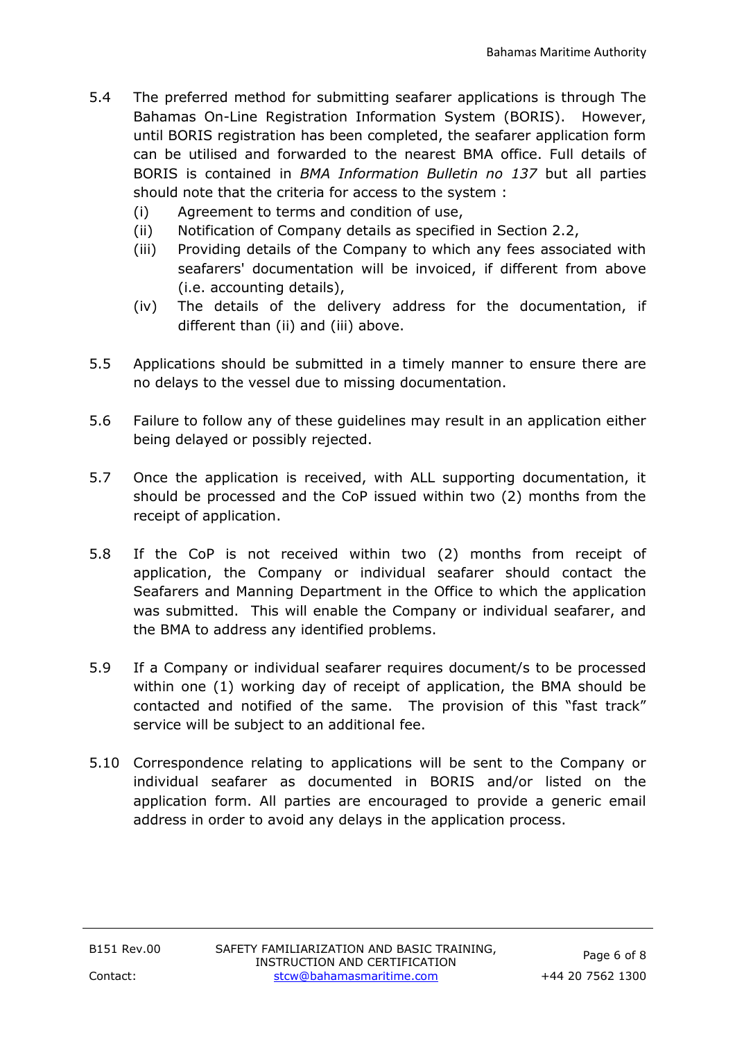5.4 The preferred method for submitting seafarer applications is through The Bahamas On-Line Registration Information System (BORIS). However, until BORIS registration has been completed, the seafarer application form can be utilised and forwarded to the nearest BMA office. Full details of BORIS is contained in *BMA Information Bulletin no 137* but all parties should note that the criteria for access to the system :

   (i) Agreement to terms and condition of use,

   (ii) Notification of Company details as specified in Section 2.2,

   (iii) Providing details of the Company to which any fees associated with seafarers' documentation will be invoiced, if different from above (i.e. accounting details),

   (iv) The details of the delivery address for the documentation, if different than (ii) and (iii) above.

5.5 Applications should be submitted in a timely manner to ensure there are no delays to the vessel due to missing documentation.

5.6 Failure to follow any of these guidelines may result in an application either being delayed or possibly rejected.

5.7 Once the application is received, with ALL supporting documentation, it should be processed and the CoP issued within two (2) months from the receipt of application.

5.8 If the CoP is not received within two (2) months from receipt of application, the Company or individual seafarer should contact the Seafarers and Manning Department in the Office to which the application was submitted. This will enable the Company or individual seafarer, and the BMA to address any identified problems.

5.9 If a Company or individual seafarer requires document/s to be processed within one (1) working day of receipt of application, the BMA should be contacted and notified of the same. The provision of this "fast track" service will be subject to an additional fee.

5.10 Correspondence relating to applications will be sent to the Company or individual seafarer as documented in BORIS and/or listed on the application form. All parties are encouraged to provide a generic email address in order to avoid any delays in the application process.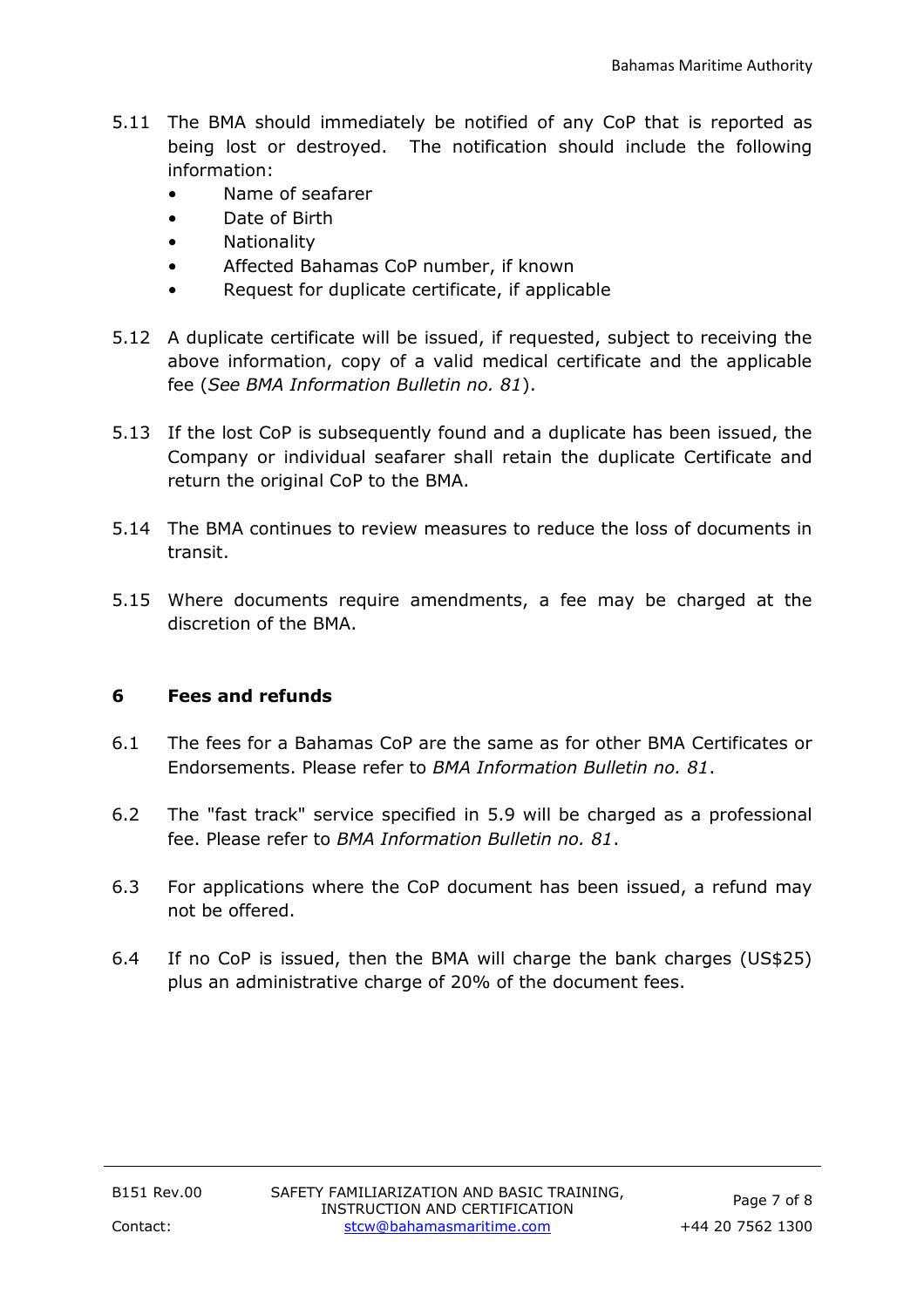5.11 The BMA should immediately be notified of any CoP that is reported as being lost or destroyed. The notification should include the following information:

- Name of seafarer
- Date of Birth
- Nationality
- Affected Bahamas CoP number, if known
- Request for duplicate certificate, if applicable

5.12 A duplicate certificate will be issued, if requested, subject to receiving the above information, copy of a valid medical certificate and the applicable fee (*See BMA Information Bulletin no. 81*).

5.13 If the lost CoP is subsequently found and a duplicate has been issued, the Company or individual seafarer shall retain the duplicate Certificate and return the original CoP to the BMA.

5.14 The BMA continues to review measures to reduce the loss of documents in transit.

5.15 Where documents require amendments, a fee may be charged at the discretion of the BMA.

## 6 Fees and refunds

6.1 The fees for a Bahamas CoP are the same as for other BMA Certificates or Endorsements. Please refer to *BMA Information Bulletin no. 81*.

6.2 The "fast track" service specified in 5.9 will be charged as a professional fee. Please refer to *BMA Information Bulletin no. 81*.

6.3 For applications where the CoP document has been issued, a refund may not be offered.

6.4 If no CoP is issued, then the BMA will charge the bank charges (US$25) plus an administrative charge of 20% of the document fees.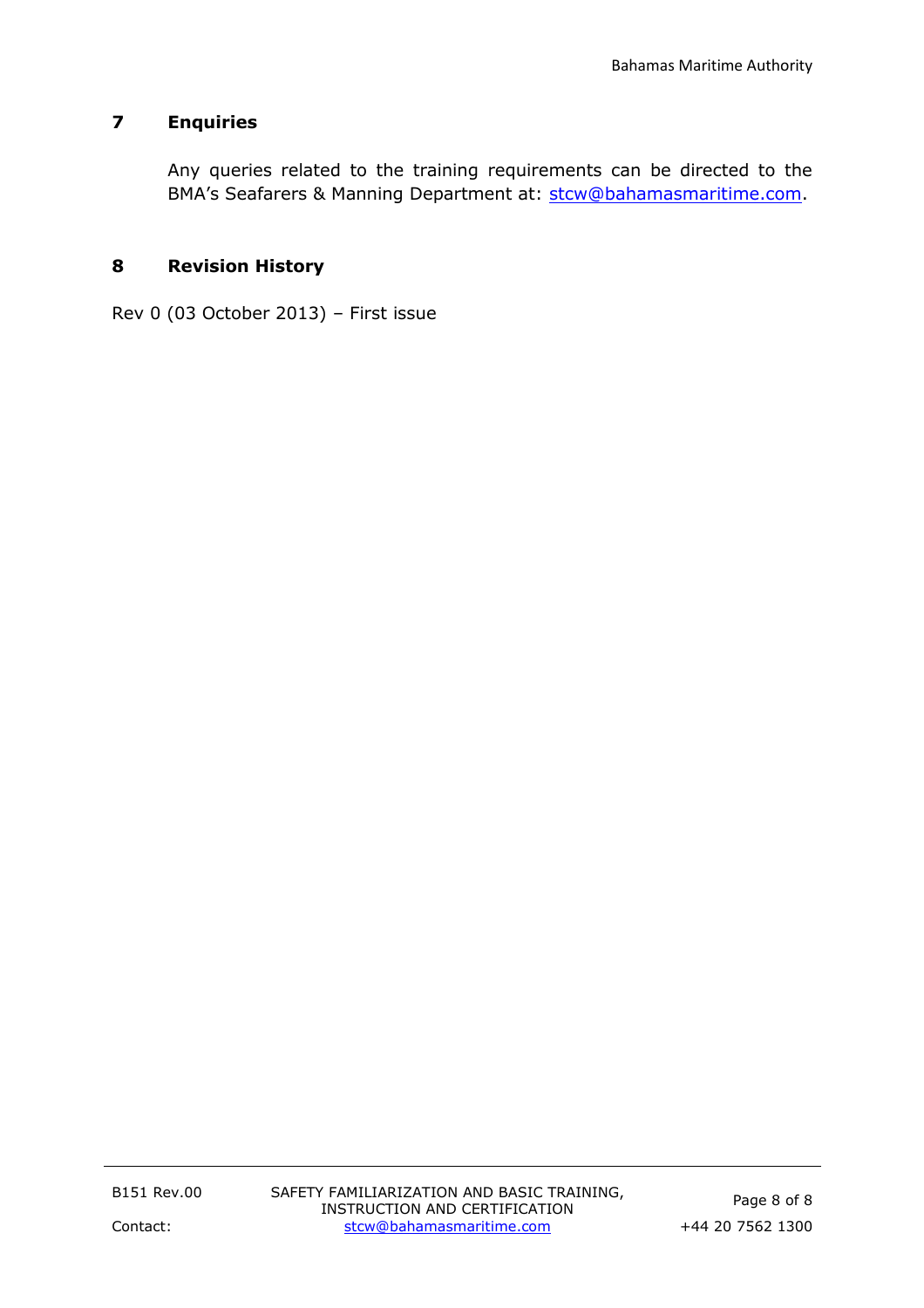## 7 Enquiries

Any queries related to the training requirements can be directed to the BMA's Seafarers & Manning Department at: stcw@bahamasmaritime.com.

## 8 Revision History

Rev 0 (03 October 2013) – First issue